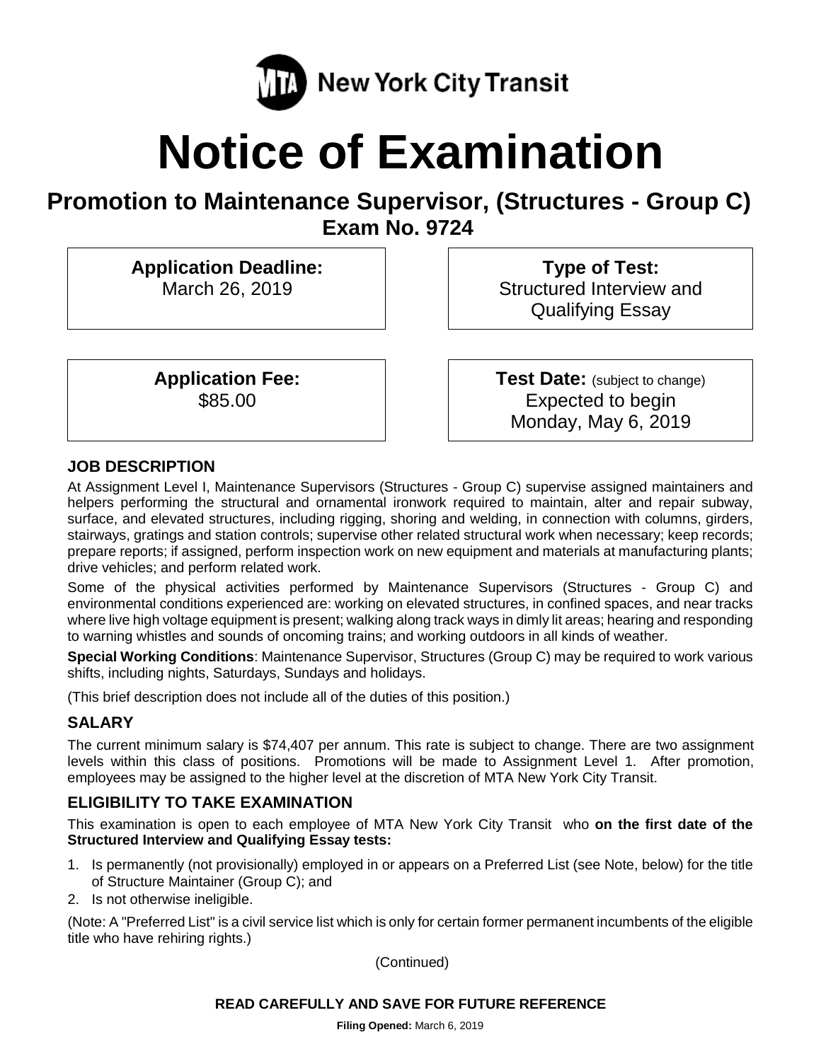MTA New York City Transit

# Notice of Examination

## Promotion to Maintenance Supervisor, (Structures - Group C)

### Exam No. 9724

**Application Deadline:**
March 26, 2019

**Type of Test:**
Structured Interview and Qualifying Essay

**Application Fee:**
$85.00

**Test Date:** (subject to change)
Expected to begin Monday, May 6, 2019

### JOB DESCRIPTION

At Assignment Level I, Maintenance Supervisors (Structures - Group C) supervise assigned maintainers and helpers performing the structural and ornamental ironwork required to maintain, alter and repair subway, surface, and elevated structures, including rigging, shoring and welding, in connection with columns, girders, stairways, gratings and station controls; supervise other related structural work when necessary; keep records; prepare reports; if assigned, perform inspection work on new equipment and materials at manufacturing plants; drive vehicles; and perform related work.

Some of the physical activities performed by Maintenance Supervisors (Structures - Group C) and environmental conditions experienced are: working on elevated structures, in confined spaces, and near tracks where live high voltage equipment is present; walking along track ways in dimly lit areas; hearing and responding to warning whistles and sounds of oncoming trains; and working outdoors in all kinds of weather.

**Special Working Conditions**: Maintenance Supervisor, Structures (Group C) may be required to work various shifts, including nights, Saturdays, Sundays and holidays.

(This brief description does not include all of the duties of this position.)

### SALARY

The current minimum salary is $74,407 per annum. This rate is subject to change. There are two assignment levels within this class of positions. Promotions will be made to Assignment Level 1. After promotion, employees may be assigned to the higher level at the discretion of MTA New York City Transit.

### ELIGIBILITY TO TAKE EXAMINATION

This examination is open to each employee of MTA New York City Transit who **on the first date of the Structured Interview and Qualifying Essay tests:**

1. Is permanently (not provisionally) employed in or appears on a Preferred List (see Note, below) for the title of Structure Maintainer (Group C); and
2. Is not otherwise ineligible.

(Note: A "Preferred List" is a civil service list which is only for certain former permanent incumbents of the eligible title who have rehiring rights.)

(Continued)

**READ CAREFULLY AND SAVE FOR FUTURE REFERENCE**

**Filing Opened:** March 6, 2019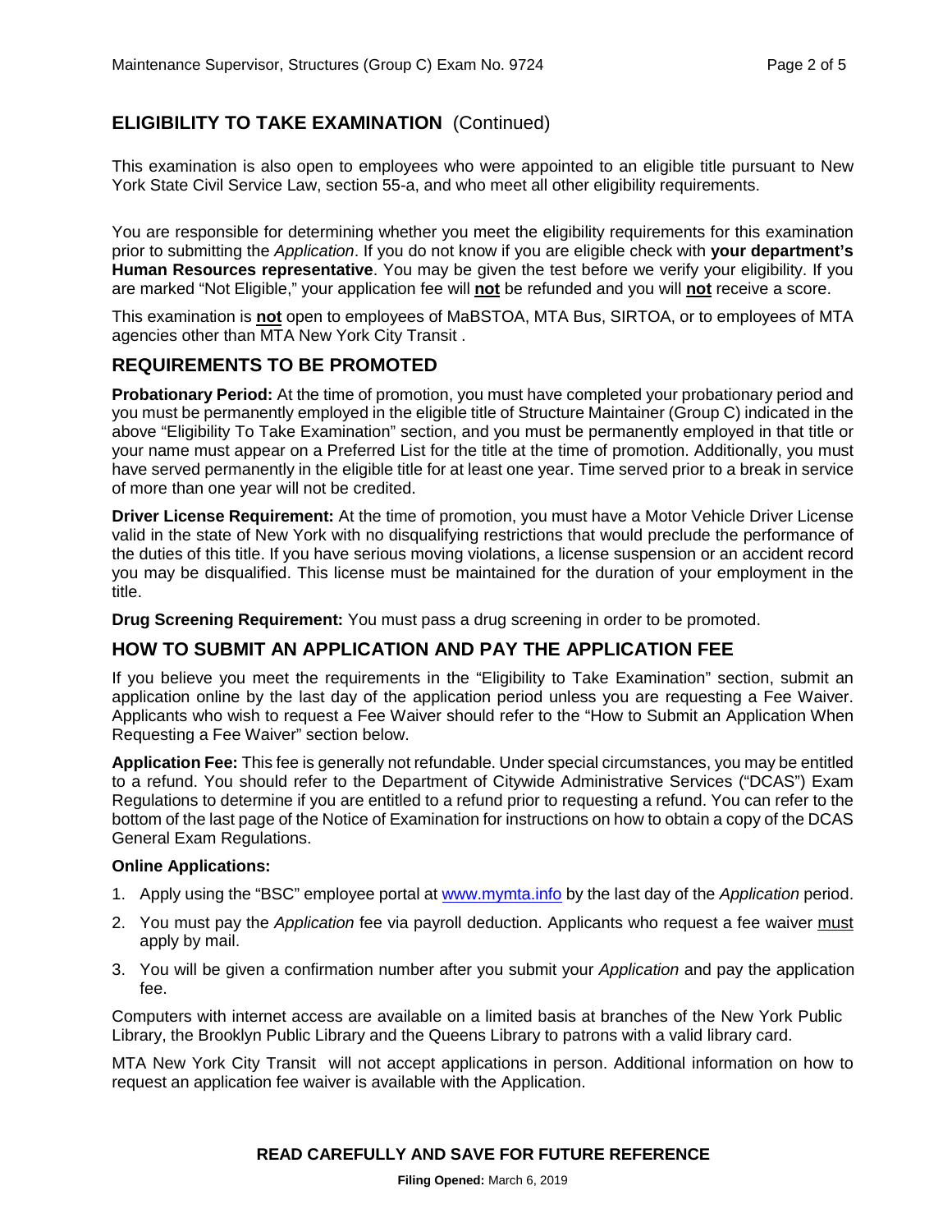## ELIGIBILITY TO TAKE EXAMINATION (Continued)

This examination is also open to employees who were appointed to an eligible title pursuant to New York State Civil Service Law, section 55-a, and who meet all other eligibility requirements.

You are responsible for determining whether you meet the eligibility requirements for this examination prior to submitting the *Application*. If you do not know if you are eligible check with **your department's Human Resources representative**. You may be given the test before we verify your eligibility. If you are marked "Not Eligible," your application fee will **not** be refunded and you will **not** receive a score.

This examination is **not** open to employees of MaBSTOA, MTA Bus, SIRTOA, or to employees of MTA agencies other than MTA New York City Transit .

## REQUIREMENTS TO BE PROMOTED

**Probationary Period:** At the time of promotion, you must have completed your probationary period and you must be permanently employed in the eligible title of Structure Maintainer (Group C) indicated in the above "Eligibility To Take Examination" section, and you must be permanently employed in that title or your name must appear on a Preferred List for the title at the time of promotion. Additionally, you must have served permanently in the eligible title for at least one year. Time served prior to a break in service of more than one year will not be credited.

**Driver License Requirement:** At the time of promotion, you must have a Motor Vehicle Driver License valid in the state of New York with no disqualifying restrictions that would preclude the performance of the duties of this title. If you have serious moving violations, a license suspension or an accident record you may be disqualified. This license must be maintained for the duration of your employment in the title.

**Drug Screening Requirement:** You must pass a drug screening in order to be promoted.

## HOW TO SUBMIT AN APPLICATION AND PAY THE APPLICATION FEE

If you believe you meet the requirements in the "Eligibility to Take Examination" section, submit an application online by the last day of the application period unless you are requesting a Fee Waiver. Applicants who wish to request a Fee Waiver should refer to the "How to Submit an Application When Requesting a Fee Waiver" section below.

**Application Fee:** This fee is generally not refundable. Under special circumstances, you may be entitled to a refund. You should refer to the Department of Citywide Administrative Services ("DCAS") Exam Regulations to determine if you are entitled to a refund prior to requesting a refund. You can refer to the bottom of the last page of the Notice of Examination for instructions on how to obtain a copy of the DCAS General Exam Regulations.

**Online Applications:**

1. Apply using the "BSC" employee portal at www.mymta.info by the last day of the *Application* period.
2. You must pay the *Application* fee via payroll deduction. Applicants who request a fee waiver must apply by mail.
3. You will be given a confirmation number after you submit your *Application* and pay the application fee.

Computers with internet access are available on a limited basis at branches of the New York Public Library, the Brooklyn Public Library and the Queens Library to patrons with a valid library card.

MTA New York City Transit will not accept applications in person. Additional information on how to request an application fee waiver is available with the Application.

**READ CAREFULLY AND SAVE FOR FUTURE REFERENCE**

**Filing Opened:** March 6, 2019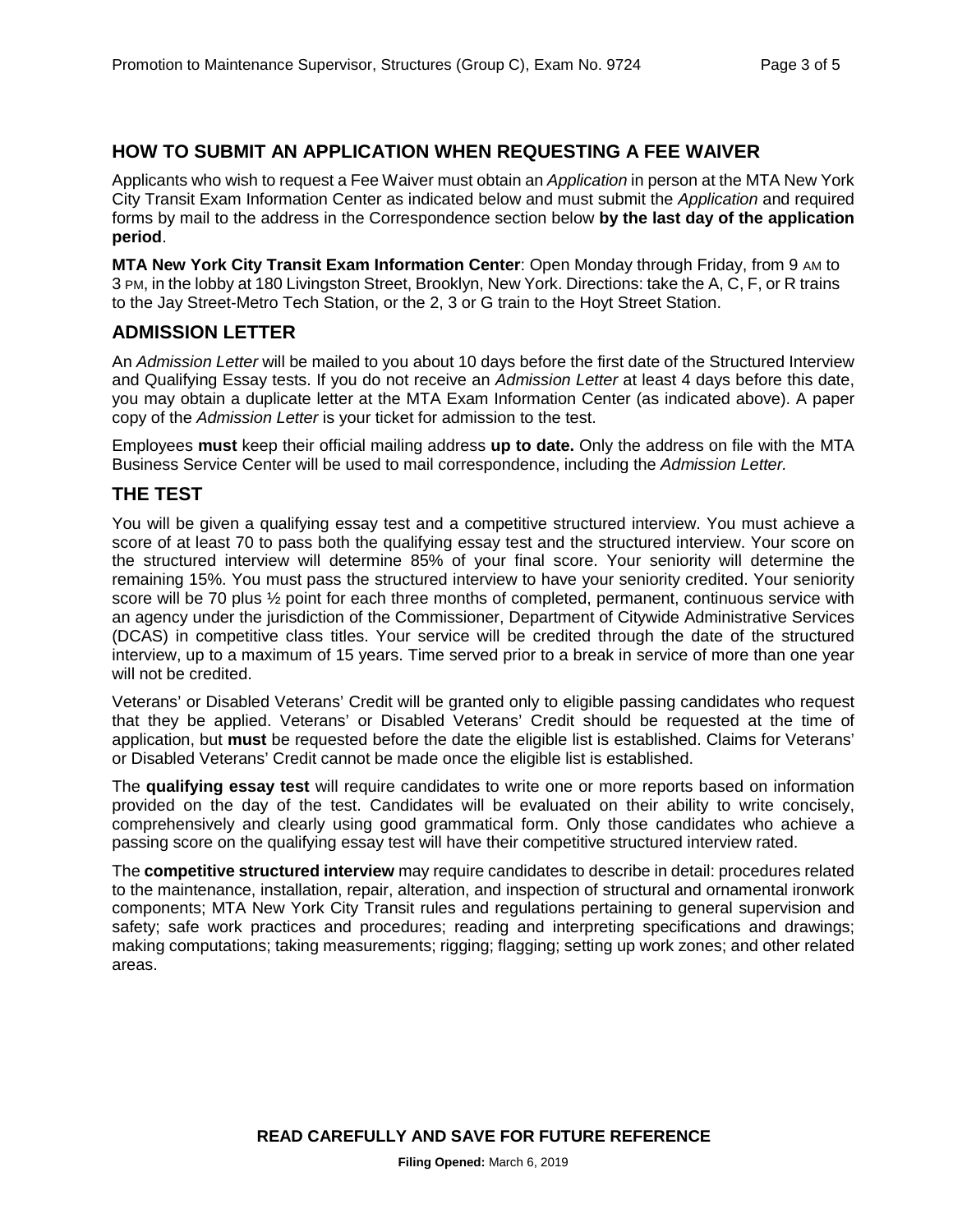## HOW TO SUBMIT AN APPLICATION WHEN REQUESTING A FEE WAIVER

Applicants who wish to request a Fee Waiver must obtain an *Application* in person at the MTA New York City Transit Exam Information Center as indicated below and must submit the *Application* and required forms by mail to the address in the Correspondence section below **by the last day of the application period**.

**MTA New York City Transit Exam Information Center**: Open Monday through Friday, from 9 AM to 3 PM, in the lobby at 180 Livingston Street, Brooklyn, New York. Directions: take the A, C, F, or R trains to the Jay Street-Metro Tech Station, or the 2, 3 or G train to the Hoyt Street Station.

## ADMISSION LETTER

An *Admission Letter* will be mailed to you about 10 days before the first date of the Structured Interview and Qualifying Essay tests. If you do not receive an *Admission Letter* at least 4 days before this date, you may obtain a duplicate letter at the MTA Exam Information Center (as indicated above). A paper copy of the *Admission Letter* is your ticket for admission to the test.

Employees **must** keep their official mailing address **up to date.** Only the address on file with the MTA Business Service Center will be used to mail correspondence, including the *Admission Letter.*

## THE TEST

You will be given a qualifying essay test and a competitive structured interview. You must achieve a score of at least 70 to pass both the qualifying essay test and the structured interview. Your score on the structured interview will determine 85% of your final score. Your seniority will determine the remaining 15%. You must pass the structured interview to have your seniority credited. Your seniority score will be 70 plus ½ point for each three months of completed, permanent, continuous service with an agency under the jurisdiction of the Commissioner, Department of Citywide Administrative Services (DCAS) in competitive class titles. Your service will be credited through the date of the structured interview, up to a maximum of 15 years. Time served prior to a break in service of more than one year will not be credited.

Veterans' or Disabled Veterans' Credit will be granted only to eligible passing candidates who request that they be applied. Veterans' or Disabled Veterans' Credit should be requested at the time of application, but **must** be requested before the date the eligible list is established. Claims for Veterans' or Disabled Veterans' Credit cannot be made once the eligible list is established.

The **qualifying essay test** will require candidates to write one or more reports based on information provided on the day of the test. Candidates will be evaluated on their ability to write concisely, comprehensively and clearly using good grammatical form. Only those candidates who achieve a passing score on the qualifying essay test will have their competitive structured interview rated.

The **competitive structured interview** may require candidates to describe in detail: procedures related to the maintenance, installation, repair, alteration, and inspection of structural and ornamental ironwork components; MTA New York City Transit rules and regulations pertaining to general supervision and safety; safe work practices and procedures; reading and interpreting specifications and drawings; making computations; taking measurements; rigging; flagging; setting up work zones; and other related areas.

**READ CAREFULLY AND SAVE FOR FUTURE REFERENCE**

**Filing Opened:** March 6, 2019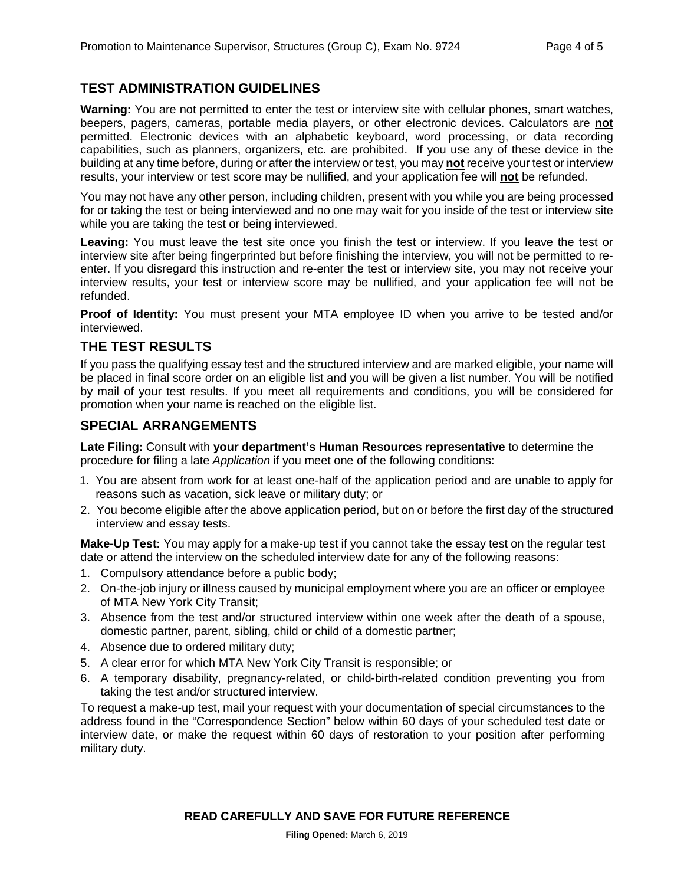## TEST ADMINISTRATION GUIDELINES

**Warning:** You are not permitted to enter the test or interview site with cellular phones, smart watches, beepers, pagers, cameras, portable media players, or other electronic devices. Calculators are **not** permitted. Electronic devices with an alphabetic keyboard, word processing, or data recording capabilities, such as planners, organizers, etc. are prohibited. If you use any of these device in the building at any time before, during or after the interview or test, you may **not** receive your test or interview results, your interview or test score may be nullified, and your application fee will **not** be refunded.

You may not have any other person, including children, present with you while you are being processed for or taking the test or being interviewed and no one may wait for you inside of the test or interview site while you are taking the test or being interviewed.

**Leaving:** You must leave the test site once you finish the test or interview. If you leave the test or interview site after being fingerprinted but before finishing the interview, you will not be permitted to re-enter. If you disregard this instruction and re-enter the test or interview site, you may not receive your interview results, your test or interview score may be nullified, and your application fee will not be refunded.

**Proof of Identity:** You must present your MTA employee ID when you arrive to be tested and/or interviewed.

## THE TEST RESULTS

If you pass the qualifying essay test and the structured interview and are marked eligible, your name will be placed in final score order on an eligible list and you will be given a list number. You will be notified by mail of your test results. If you meet all requirements and conditions, you will be considered for promotion when your name is reached on the eligible list.

## SPECIAL ARRANGEMENTS

**Late Filing:** Consult with **your department's Human Resources representative** to determine the procedure for filing a late *Application* if you meet one of the following conditions:

1. You are absent from work for at least one-half of the application period and are unable to apply for reasons such as vacation, sick leave or military duty; or
2. You become eligible after the above application period, but on or before the first day of the structured interview and essay tests.

**Make-Up Test:** You may apply for a make-up test if you cannot take the essay test on the regular test date or attend the interview on the scheduled interview date for any of the following reasons:

1. Compulsory attendance before a public body;
2. On-the-job injury or illness caused by municipal employment where you are an officer or employee of MTA New York City Transit;
3. Absence from the test and/or structured interview within one week after the death of a spouse, domestic partner, parent, sibling, child or child of a domestic partner;
4. Absence due to ordered military duty;
5. A clear error for which MTA New York City Transit is responsible; or
6. A temporary disability, pregnancy-related, or child-birth-related condition preventing you from taking the test and/or structured interview.

To request a make-up test, mail your request with your documentation of special circumstances to the address found in the "Correspondence Section" below within 60 days of your scheduled test date or interview date, or make the request within 60 days of restoration to your position after performing military duty.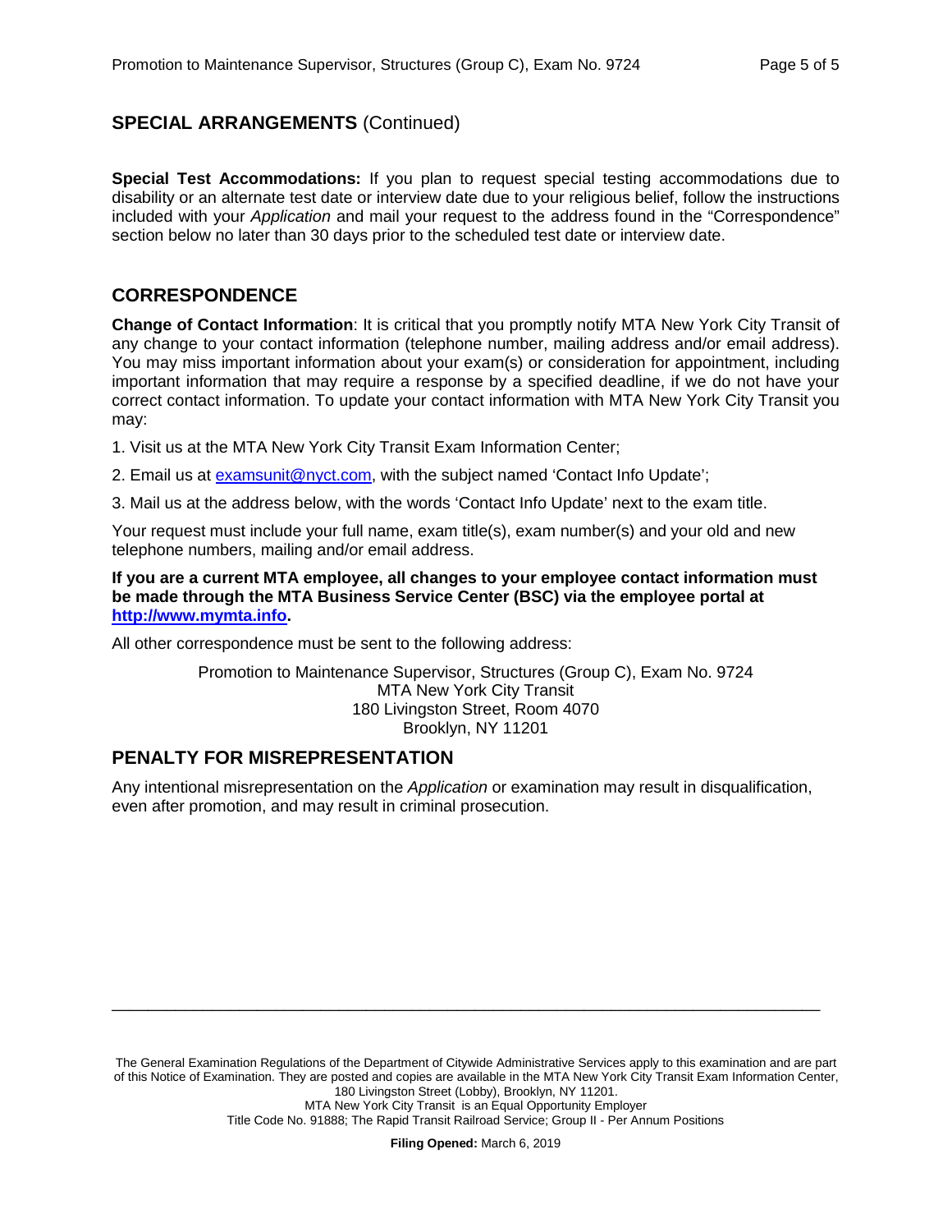## SPECIAL ARRANGEMENTS (Continued)

**Special Test Accommodations:** If you plan to request special testing accommodations due to disability or an alternate test date or interview date due to your religious belief, follow the instructions included with your *Application* and mail your request to the address found in the "Correspondence" section below no later than 30 days prior to the scheduled test date or interview date.

## CORRESPONDENCE

**Change of Contact Information**: It is critical that you promptly notify MTA New York City Transit of any change to your contact information (telephone number, mailing address and/or email address). You may miss important information about your exam(s) or consideration for appointment, including important information that may require a response by a specified deadline, if we do not have your correct contact information. To update your contact information with MTA New York City Transit you may:

1. Visit us at the MTA New York City Transit Exam Information Center;
2. Email us at examsunit@nyct.com, with the subject named 'Contact Info Update';
3. Mail us at the address below, with the words 'Contact Info Update' next to the exam title.

Your request must include your full name, exam title(s), exam number(s) and your old and new telephone numbers, mailing and/or email address.

**If you are a current MTA employee, all changes to your employee contact information must be made through the MTA Business Service Center (BSC) via the employee portal at http://www.mymta.info.**

All other correspondence must be sent to the following address:

Promotion to Maintenance Supervisor, Structures (Group C), Exam No. 9724
MTA New York City Transit
180 Livingston Street, Room 4070
Brooklyn, NY 11201

## PENALTY FOR MISREPRESENTATION

Any intentional misrepresentation on the *Application* or examination may result in disqualification, even after promotion, and may result in criminal prosecution.

---

The General Examination Regulations of the Department of Citywide Administrative Services apply to this examination and are part of this Notice of Examination. They are posted and copies are available in the MTA New York City Transit Exam Information Center, 180 Livingston Street (Lobby), Brooklyn, NY 11201.
MTA New York City Transit is an Equal Opportunity Employer
Title Code No. 91888; The Rapid Transit Railroad Service; Group II - Per Annum Positions

**Filing Opened:** March 6, 2019